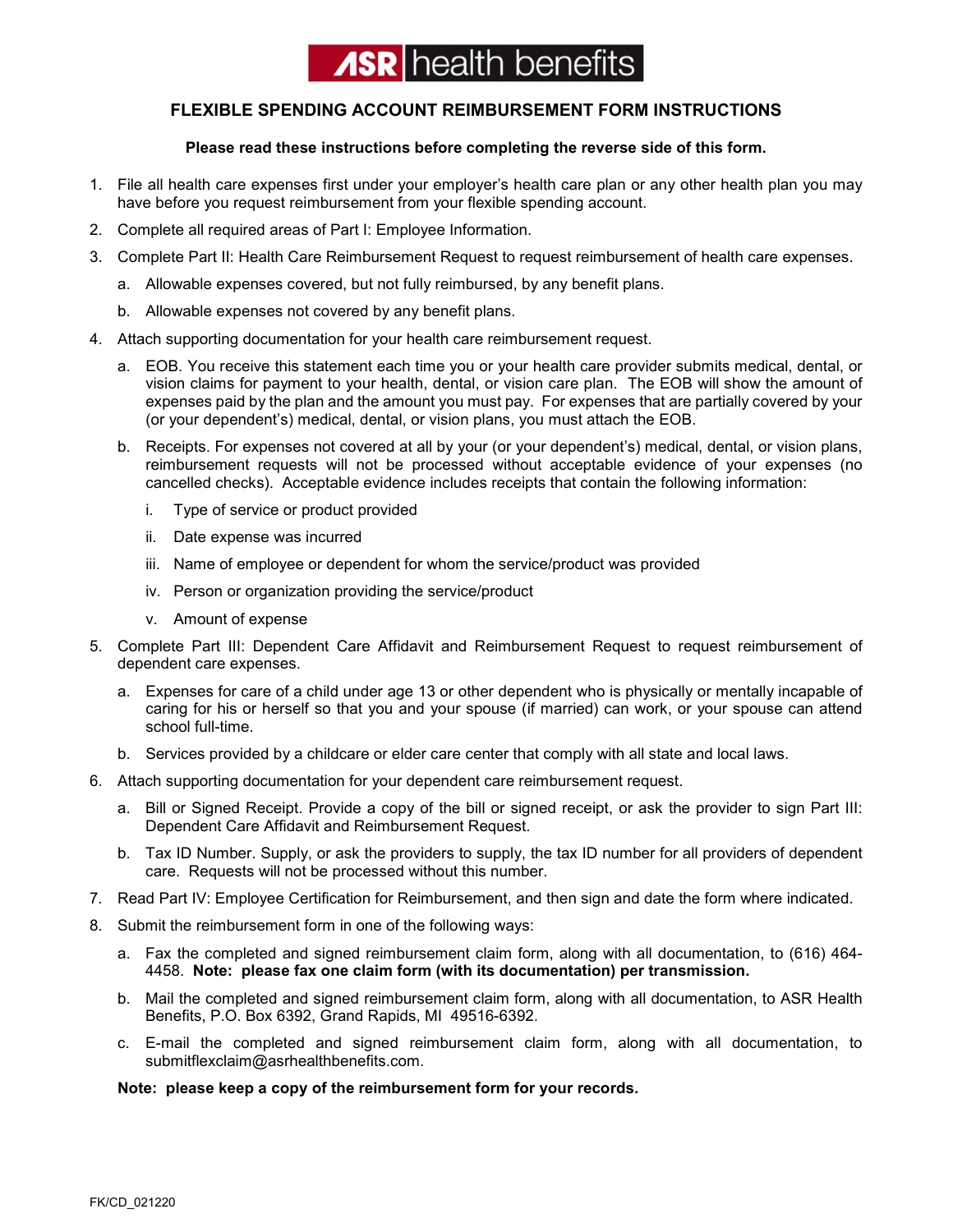**ASR health benefits**

# FLEXIBLE SPENDING ACCOUNT REIMBURSEMENT FORM INSTRUCTIONS

**Please read these instructions before completing the reverse side of this form.**

1. File all health care expenses first under your employer's health care plan or any other health plan you may have before you request reimbursement from your flexible spending account.
2. Complete all required areas of Part I: Employee Information.
3. Complete Part II: Health Care Reimbursement Request to request reimbursement of health care expenses.
   a. Allowable expenses covered, but not fully reimbursed, by any benefit plans.
   b. Allowable expenses not covered by any benefit plans.
4. Attach supporting documentation for your health care reimbursement request.
   a. EOB. You receive this statement each time you or your health care provider submits medical, dental, or vision claims for payment to your health, dental, or vision care plan. The EOB will show the amount of expenses paid by the plan and the amount you must pay. For expenses that are partially covered by your (or your dependent's) medical, dental, or vision plans, you must attach the EOB.
   b. Receipts. For expenses not covered at all by your (or your dependent's) medical, dental, or vision plans, reimbursement requests will not be processed without acceptable evidence of your expenses (no cancelled checks). Acceptable evidence includes receipts that contain the following information:
      i. Type of service or product provided
      ii. Date expense was incurred
      iii. Name of employee or dependent for whom the service/product was provided
      iv. Person or organization providing the service/product
      v. Amount of expense
5. Complete Part III: Dependent Care Affidavit and Reimbursement Request to request reimbursement of dependent care expenses.
   a. Expenses for care of a child under age 13 or other dependent who is physically or mentally incapable of caring for his or herself so that you and your spouse (if married) can work, or your spouse can attend school full-time.
   b. Services provided by a childcare or elder care center that comply with all state and local laws.
6. Attach supporting documentation for your dependent care reimbursement request.
   a. Bill or Signed Receipt. Provide a copy of the bill or signed receipt, or ask the provider to sign Part III: Dependent Care Affidavit and Reimbursement Request.
   b. Tax ID Number. Supply, or ask the providers to supply, the tax ID number for all providers of dependent care. Requests will not be processed without this number.
7. Read Part IV: Employee Certification for Reimbursement, and then sign and date the form where indicated.
8. Submit the reimbursement form in one of the following ways:
   a. Fax the completed and signed reimbursement claim form, along with all documentation, to (616) 464-4458. **Note: please fax one claim form (with its documentation) per transmission.**
   b. Mail the completed and signed reimbursement claim form, along with all documentation, to ASR Health Benefits, P.O. Box 6392, Grand Rapids, MI 49516-6392.
   c. E-mail the completed and signed reimbursement claim form, along with all documentation, to submitflexclaim@asrhealthbenefits.com.

**Note: please keep a copy of the reimbursement form for your records.**

FK/CD_021220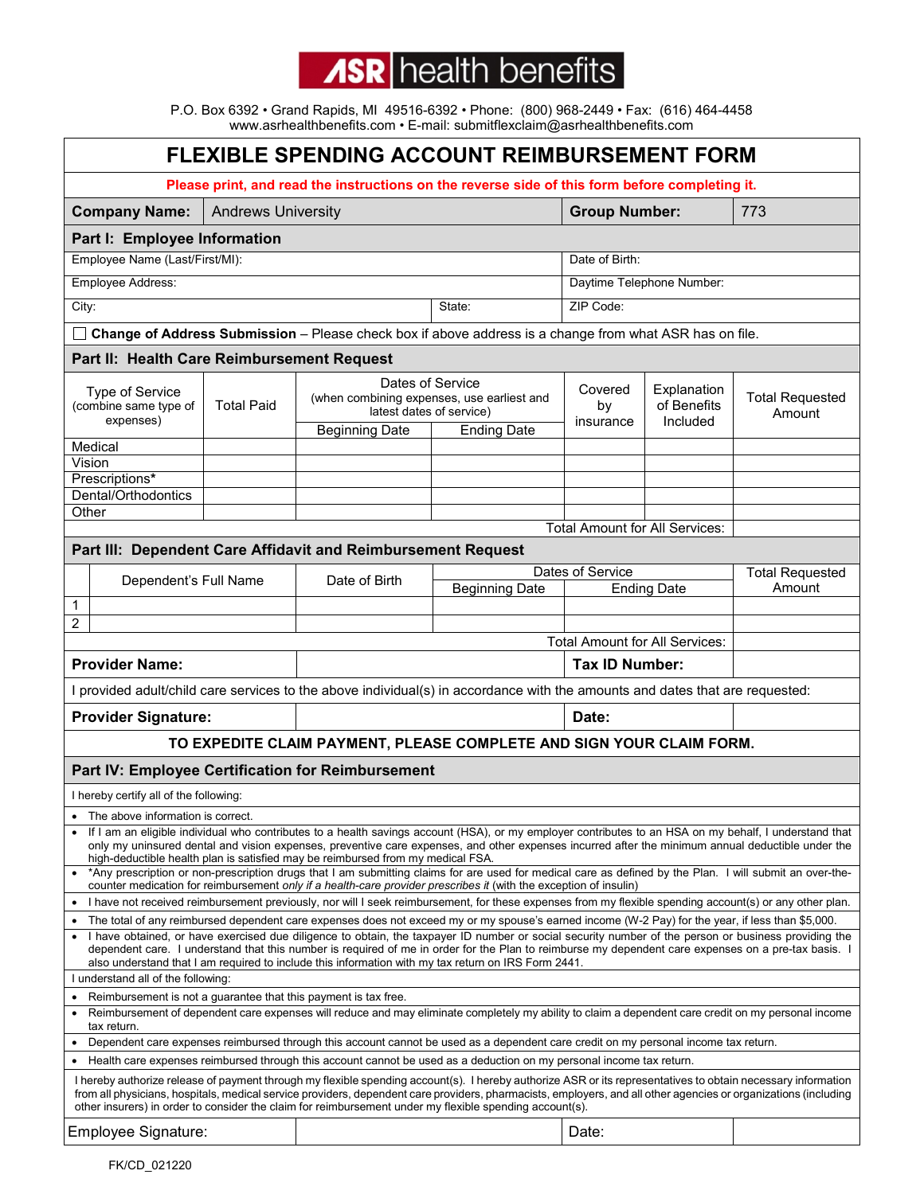**ASR health benefits**

P.O. Box 6392 • Grand Rapids, MI 49516-6392 • Phone: (800) 968-2449 • Fax: (616) 464-4458
www.asrhealthbenefits.com • E-mail: submitflexclaim@asrhealthbenefits.com

# FLEXIBLE SPENDING ACCOUNT REIMBURSEMENT FORM

**Please print, and read the instructions on the reverse side of this form before completing it.**

| | | | |
|---|---|---|---|
| **Company Name:** | Andrews University | **Group Number:** | 773 |

## Part I: Employee Information

| | | |
|---|---|---|
| Employee Name (Last/First/MI): | | Date of Birth: |
| Employee Address: | | Daytime Telephone Number: |
| City: | State: | ZIP Code: |

☐ **Change of Address Submission** – Please check box if above address is a change from what ASR has on file.

## Part II: Health Care Reimbursement Request

| Type of Service (combine same type of expenses) | Total Paid | Dates of Service (when combining expenses, use earliest and latest dates of service) | | Covered by insurance | Explanation of Benefits Included | Total Requested Amount |
|---|---|---|---|---|---|---|
| | | Beginning Date | Ending Date | | | |
| Medical | | | | | | |
| Vision | | | | | | |
| Prescriptions* | | | | | | |
| Dental/Orthodontics | | | | | | |
| Other | | | | | | |
| | | | | | Total Amount for All Services: | |

## Part III: Dependent Care Affidavit and Reimbursement Request

| | Dependent's Full Name | Date of Birth | Dates of Service | | Total Requested Amount |
|---|---|---|---|---|---|
| | | | Beginning Date | Ending Date | |
| 1 | | | | | |
| 2 | | | | | |
| | | | | Total Amount for All Services: | |

| | | | |
|---|---|---|---|
| **Provider Name:** | | **Tax ID Number:** | |

I provided adult/child care services to the above individual(s) in accordance with the amounts and dates that are requested:

| | | | |
|---|---|---|---|
| **Provider Signature:** | | **Date:** | |

**TO EXPEDITE CLAIM PAYMENT, PLEASE COMPLETE AND SIGN YOUR CLAIM FORM.**

## Part IV: Employee Certification for Reimbursement

I hereby certify all of the following:

- The above information is correct.
- If I am an eligible individual who contributes to a health savings account (HSA), or my employer contributes to an HSA on my behalf, I understand that only my uninsured dental and vision expenses, preventive care expenses, and other expenses incurred after the minimum annual deductible under the high-deductible health plan is satisfied may be reimbursed from my medical FSA.
- *Any prescription or non-prescription drugs that I am submitting claims for are used for medical care as defined by the Plan. I will submit an over-the-counter medication for reimbursement *only if a health-care provider prescribes it* (with the exception of insulin)
- I have not received reimbursement previously, nor will I seek reimbursement, for these expenses from my flexible spending account(s) or any other plan.
- The total of any reimbursed dependent care expenses does not exceed my or my spouse's earned income (W-2 Pay) for the year, if less than $5,000.
- I have obtained, or have exercised due diligence to obtain, the taxpayer ID number or social security number of the person or business providing the dependent care. I understand that this number is required of me in order for the Plan to reimburse my dependent care expenses on a pre-tax basis. I also understand that I am required to include this information with my tax return on IRS Form 2441.

I understand all of the following:

- Reimbursement is not a guarantee that this payment is tax free.
- Reimbursement of dependent care expenses will reduce and may eliminate completely my ability to claim a dependent care credit on my personal income tax return.
- Dependent care expenses reimbursed through this account cannot be used as a dependent care credit on my personal income tax return.
- Health care expenses reimbursed through this account cannot be used as a deduction on my personal income tax return.

I hereby authorize release of payment through my flexible spending account(s). I hereby authorize ASR or its representatives to obtain necessary information from all physicians, hospitals, medical service providers, dependent care providers, pharmacists, employers, and all other agencies or organizations (including other insurers) in order to consider the claim for reimbursement under my flexible spending account(s).

| | | | |
|---|---|---|---|
| Employee Signature: | | Date: | |

FK/CD_021220